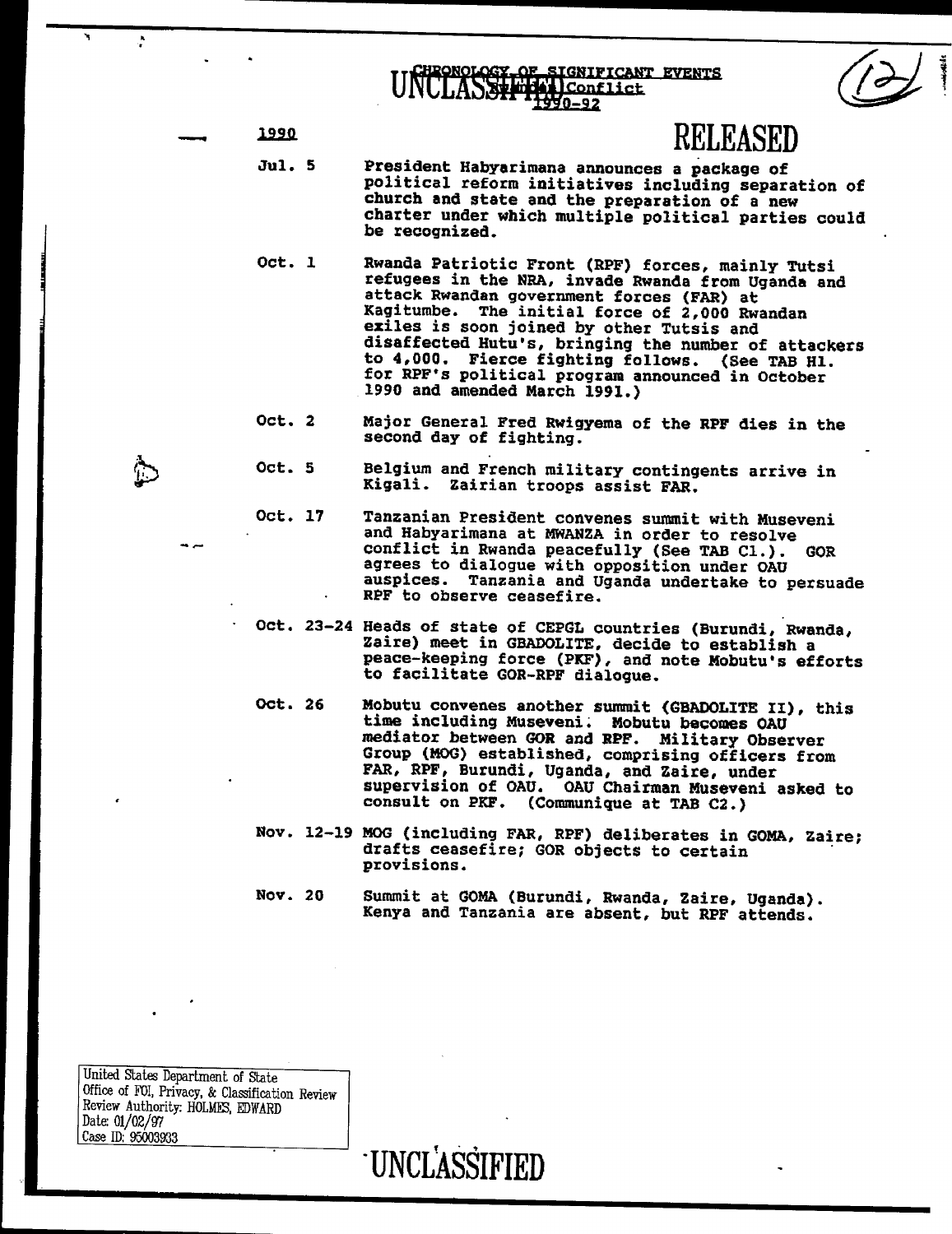# CHRONOLOGY OF SIGNIFICANT EVENTS
## Rwandan Conflict
## 1990-92

UNCLASSIFIED

RELEASED

**1990**

**Jul. 5** President Habyarimana announces a package of political reform initiatives including separation of church and state and the preparation of a new charter under which multiple political parties could be recognized.

**Oct. 1** Rwanda Patriotic Front (RPF) forces, mainly Tutsi refugees in the NRA, invade Rwanda from Uganda and attack Rwandan government forces (FAR) at Kagitumbe. The initial force of 2,000 Rwandan exiles is soon joined by other Tutsis and disaffected Hutu's, bringing the number of attackers to 4,000. Fierce fighting follows. (See TAB H1. for RPF's political program announced in October 1990 and amended March 1991.)

**Oct. 2** Major General Fred Rwigyema of the RPF dies in the second day of fighting.

**Oct. 5** Belgium and French military contingents arrive in Kigali. Zairian troops assist FAR.

**Oct. 17** Tanzanian President convenes summit with Museveni and Habyarimana at MWANZA in order to resolve conflict in Rwanda peacefully (See TAB C1.). GOR agrees to dialogue with opposition under OAU auspices. Tanzania and Uganda undertake to persuade RPF to observe ceasefire.

**Oct. 23-24** Heads of state of CEPGL countries (Burundi, Rwanda, Zaire) meet in GBADOLITE, decide to establish a peace-keeping force (PKF), and note Mobutu's efforts to facilitate GOR-RPF dialogue.

**Oct. 26** Mobutu convenes another summit (GBADOLITE II), this time including Museveni. Mobutu becomes OAU mediator between GOR and RPF. Military Observer Group (MOG) established, comprising officers from FAR, RPF, Burundi, Uganda, and Zaire, under supervision of OAU. OAU Chairman Museveni asked to consult on PKF. (Communique at TAB C2.)

**Nov. 12-19** MOG (including FAR, RPF) deliberates in GOMA, Zaire; drafts ceasefire; GOR objects to certain provisions.

**Nov. 20** Summit at GOMA (Burundi, Rwanda, Zaire, Uganda). Kenya and Tanzania are absent, but RPF attends.

United States Department of State
Office of FOI, Privacy, & Classification Review
Review Authority: HOLMES, EDWARD
Date: 01/02/97
Case ID: 95003933

UNCLASSIFIED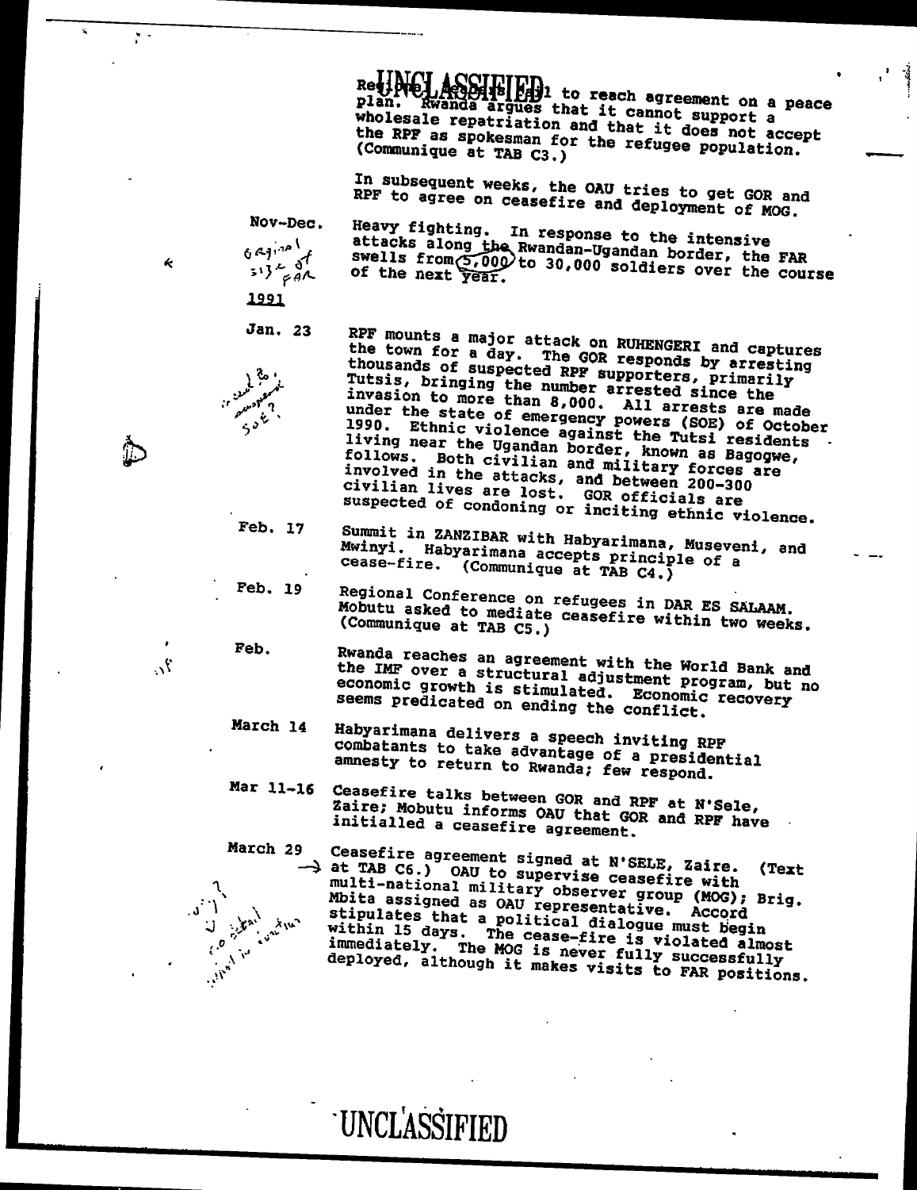Regional Leaders fail to reach agreement on a peace plan. Rwanda argues that it cannot support a wholesale repatriation and that it does not accept the RPF as spokesman for the refugee population. (Communique at TAB C3.)

In subsequent weeks, the OAU tries to get GOR and RPF to agree on ceasefire and deployment of MOG.

| | |
|---|---|
| Nov-Dec. | Heavy fighting. In response to the intensive attacks along the Rwandan-Ugandan border, the FAR swells from 5,000 to 30,000 soldiers over the course of the next year. |

**1991**

| | |
|---|---|
| Jan. 23 | RPF mounts a major attack on RUHENGERI and captures the town for a day. The GOR responds by arresting thousands of suspected RPF supporters, primarily Tutsis, bringing the number arrested since the invasion to more than 8,000. All arrests are made under the state of emergency powers (SOE) of October 1990. Ethnic violence against the Tutsi residents living near the Ugandan border, known as Bagogwe, follows. Both civilian and military forces are involved in the attacks, and between 200-300 civilian lives are lost. GOR officials are suspected of condoning or inciting ethnic violence. |
| Feb. 17 | Summit in ZANZIBAR with Habyarimana, Museveni, and Mwinyi. Habyarimana accepts principle of a cease-fire. (Communique at TAB C4.) |
| Feb. 19 | Regional Conference on refugees in DAR ES SALAAM. Mobutu asked to mediate ceasefire within two weeks. (Communique at TAB C5.) |
| Feb. | Rwanda reaches an agreement with the World Bank and the IMF over a structural adjustment program, but no economic growth is stimulated. Economic recovery seems predicated on ending the conflict. |
| March 14 | Habyarimana delivers a speech inviting RPF combatants to take advantage of a presidential amnesty to return to Rwanda; few respond. |
| Mar 11-16 | Ceasefire talks between GOR and RPF at N'Sele, Zaire; Mobutu informs OAU that GOR and RPF have initialled a ceasefire agreement. |
| March 29 | Ceasefire agreement signed at N'SELE, Zaire. (Text at TAB C6.) OAU to supervise ceasefire with multi-national military observer group (MOG); Brig. Mbita assigned as OAU representative. Accord stipulates that a political dialogue must begin within 15 days. The cease-fire is violated almost immediately. The MOG is never fully successfully deployed, although it makes visits to FAR positions. |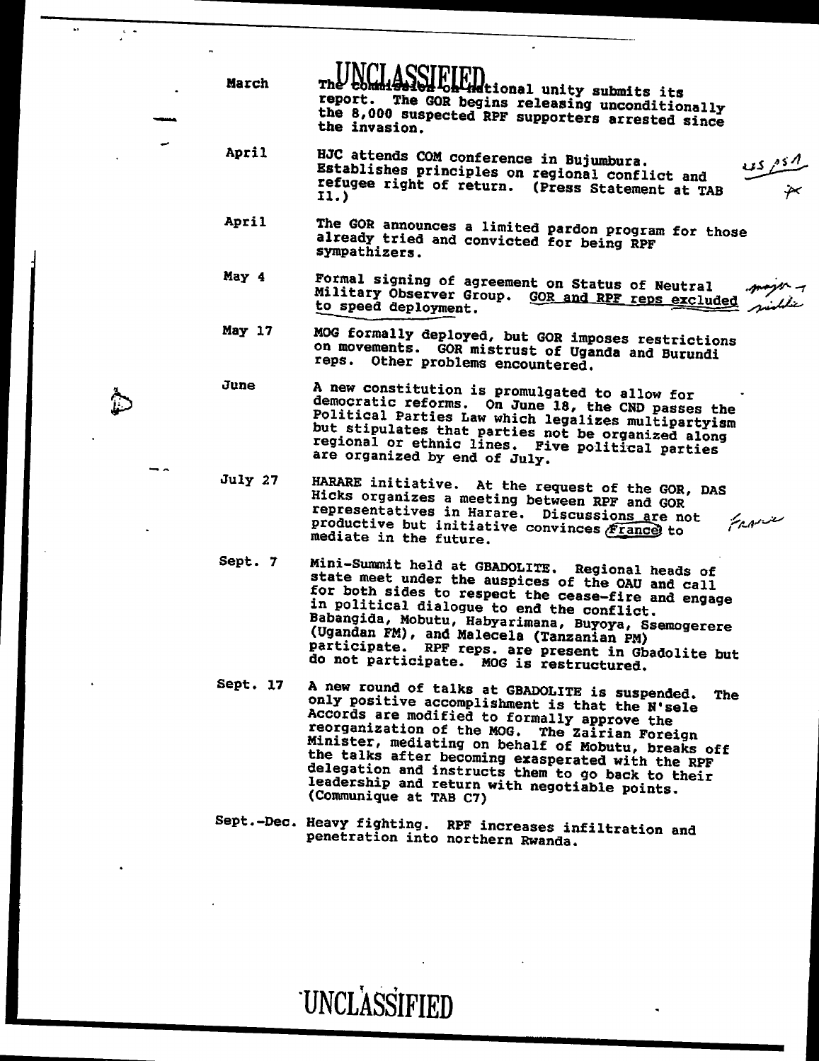UNCLASSIFIED

| | |
|---|---|
| March | The commission on national unity submits its report. The GOR begins releasing unconditionally the 8,000 suspected RPF supporters arrested since the invasion. |
| April | HJC attends COM conference in Bujumbura. Establishes principles on regional conflict and refugee right of return. (Press Statement at TAB I1.) |
| April | The GOR announces a limited pardon program for those already tried and convicted for being RPF sympathizers. |
| May 4 | Formal signing of agreement on Status of Neutral Military Observer Group. GOR and RPF reps excluded to speed deployment. |
| May 17 | MOG formally deployed, but GOR imposes restrictions on movements. GOR mistrust of Uganda and Burundi reps. Other problems encountered. |
| June | A new constitution is promulgated to allow for democratic reforms. On June 18, the CND passes the Political Parties Law which legalizes multipartyism but stipulates that parties not be organized along regional or ethnic lines. Five political parties are organized by end of July. |
| July 27 | HARARE initiative. At the request of the GOR, DAS Hicks organizes a meeting between RPF and GOR representatives in Harare. Discussions are not productive but initiative convinces France to mediate in the future. |
| Sept. 7 | Mini-Summit held at GBADOLITE. Regional heads of state meet under the auspices of the OAU and call for both sides to respect the cease-fire and engage in political dialogue to end the conflict. Babangida, Mobutu, Habyarimana, Buyoya, Ssemogerere (Ugandan FM), and Malecela (Tanzanian PM) participate. RPF reps. are present in Gbadolite but do not participate. MOG is restructured. |
| Sept. 17 | A new round of talks at GBADOLITE is suspended. The only positive accomplishment is that the N'sele Accords are modified to formally approve the reorganization of the MOG. The Zairian Foreign Minister, mediating on behalf of Mobutu, breaks off the talks after becoming exasperated with the RPF delegation and instructs them to go back to their leadership and return with negotiable points. (Communique at TAB C7) |
| Sept.-Dec. | Heavy fighting. RPF increases infiltration and penetration into northern Rwanda. |

UNCLASSIFIED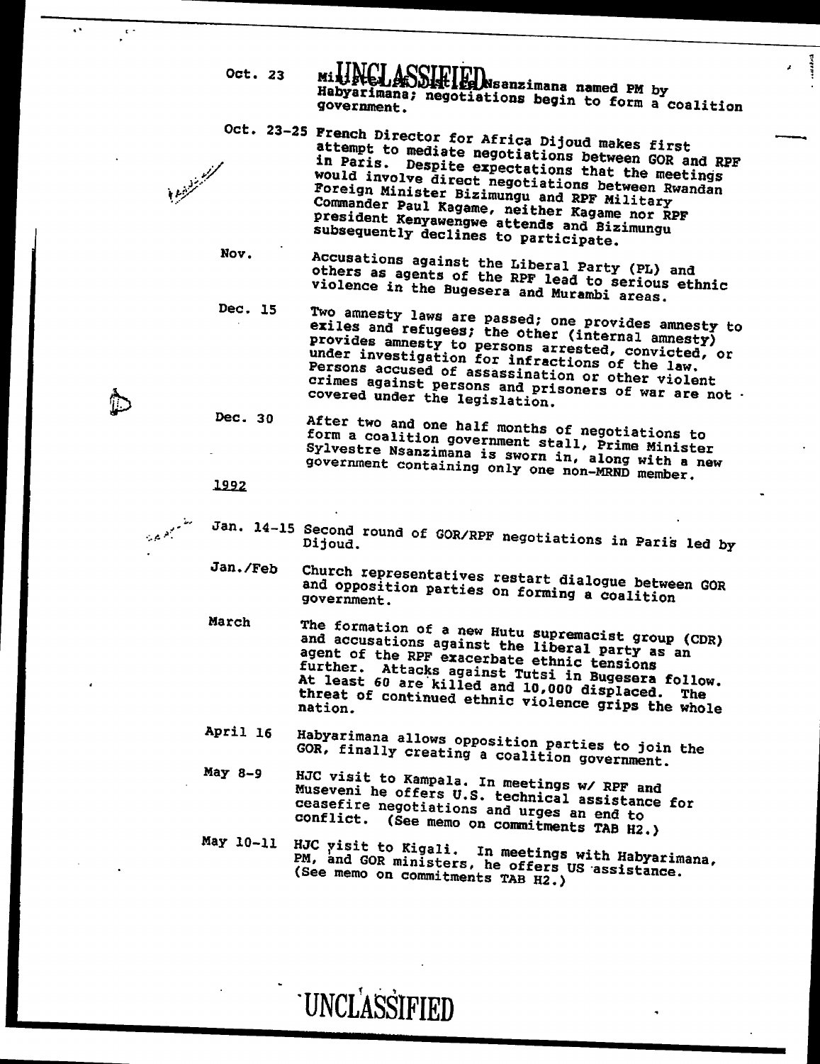Oct. 23 — Minister of Justice Nsanzimana named PM by Habyarimana; negotiations begin to form a coalition government.

Oct. 23-25 — French Director for Africa Dijoud makes first attempt to mediate negotiations between GOR and RPF in Paris. Despite expectations that the meetings would involve direct negotiations between Rwandan Foreign Minister Bizimungu and RPF Military Commander Paul Kagame, neither Kagame nor RPF president Kenyawengwe attends and Bizimungu subsequently declines to participate.

Nov. — Accusations against the Liberal Party (PL) and others as agents of the RPF lead to serious ethnic violence in the Bugesera and Murambi areas.

Dec. 15 — Two amnesty laws are passed; one provides amnesty to exiles and refugees; the other (internal amnesty) provides amnesty to persons arrested, convicted, or under investigation for infractions of the law. Persons accused of assassination or other violent crimes against persons and prisoners of war are not covered under the legislation.

Dec. 30 — After two and one half months of negotiations to form a coalition government stall, Prime Minister Sylvestre Nsanzimana is sworn in, along with a new government containing only one non-MRND member.

1992

Jan. 14-15 — Second round of GOR/RPF negotiations in Paris led by Dijoud.

Jan./Feb — Church representatives restart dialogue between GOR and opposition parties on forming a coalition government.

March — The formation of a new Hutu supremacist group (CDR) and accusations against the liberal party as an agent of the RPF exacerbate ethnic tensions further. Attacks against Tutsi in Bugesera follow. At least 60 are killed and 10,000 displaced. The threat of continued ethnic violence grips the whole nation.

April 16 — Habyarimana allows opposition parties to join the GOR, finally creating a coalition government.

May 8-9 — HJC visit to Kampala. In meetings w/ RPF and Museveni he offers U.S. technical assistance for ceasefire negotiations and urges an end to conflict. (See memo on commitments TAB H2.)

May 10-11 — HJC visit to Kigali. In meetings with Habyarimana, PM, and GOR ministers, he offers US assistance. (See memo on commitments TAB H2.)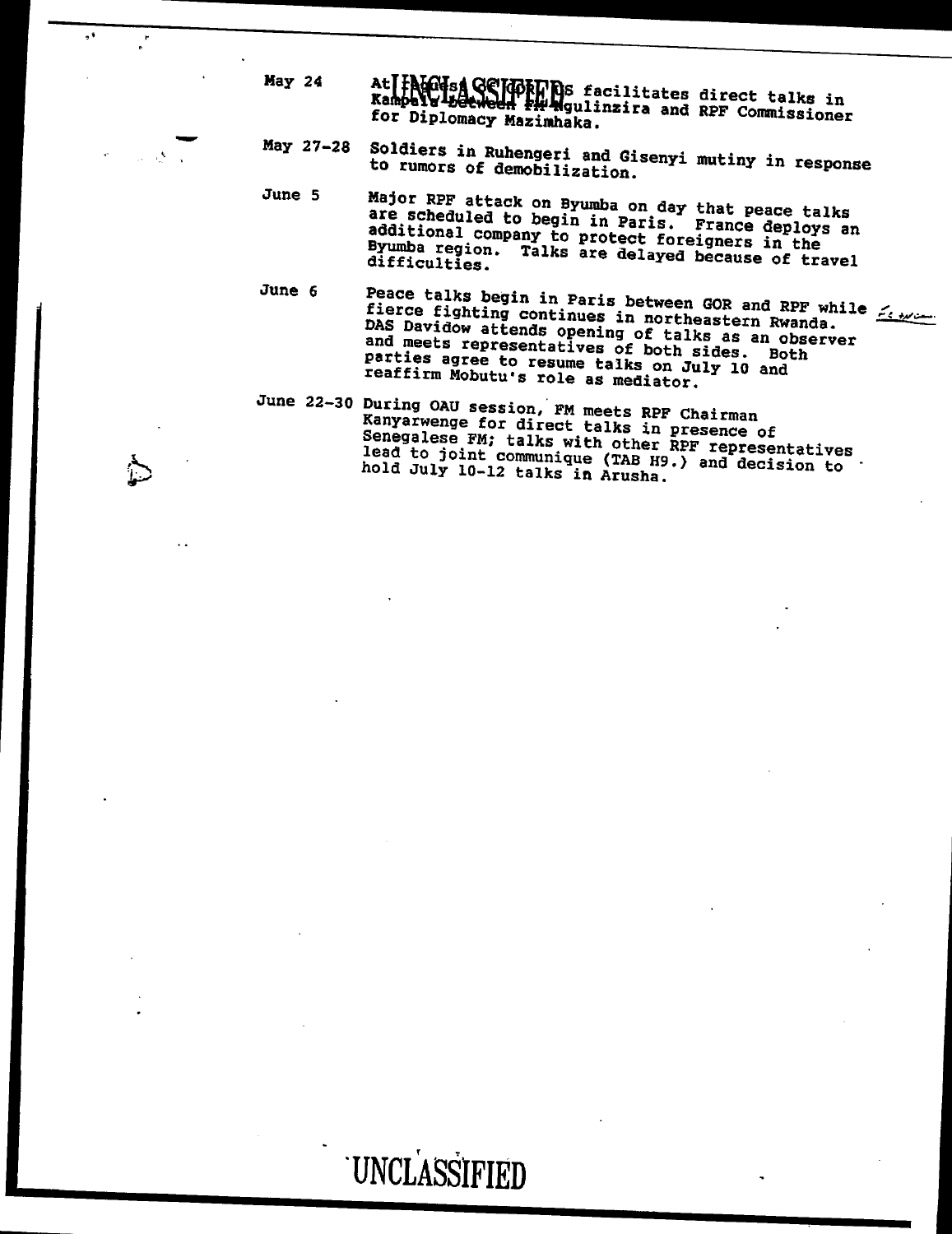May 24 — At [Tanzania's] request, US facilitates direct talks in Kampala between FM Ngulinzira and RPF Commissioner for Diplomacy Mazimhaka.

May 27-28 — Soldiers in Ruhengeri and Gisenyi mutiny in response to rumors of demobilization.

June 5 — Major RPF attack on Byumba on day that peace talks are scheduled to begin in Paris. France deploys an additional company to protect foreigners in the Byumba region. Talks are delayed because of travel difficulties.

June 6 — Peace talks begin in Paris between GOR and RPF while fierce fighting continues in northeastern Rwanda. DAS Davidow attends opening of talks as an observer and meets representatives of both sides. Both parties agree to resume talks on July 10 and reaffirm Mobutu's role as mediator.

June 22-30 — During OAU session, FM meets RPF Chairman Kanyarwenge for direct talks in presence of Senegalese FM; talks with other RPF representatives lead to joint communique (TAB H9.) and decision to hold July 10-12 talks in Arusha.

UNCLASSIFIED